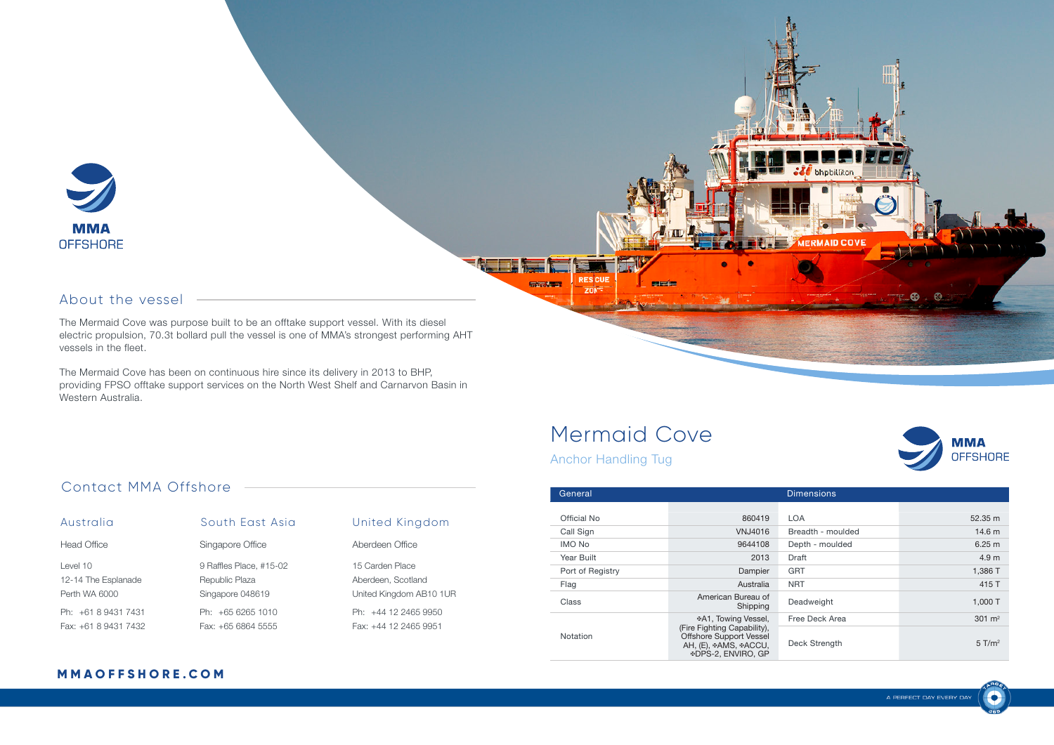MMA OFFSHORE

## About the vessel

The Mermaid Cove was purpose built to be an offtake support vessel. With its diesel electric propulsion, 70.3t bollard pull the vessel is one of MMA's strongest performing AHT vessels in the fleet.

The Mermaid Cove has been on continuous hire since its delivery in 2013 to BHP, providing FPSO offtake support services on the North West Shelf and Carnarvon Basin in Western Australia.

## Contact MMA Offshore

### Australia

Head Office

Level 10
12-14 The Esplanade
Perth WA 6000

Ph: +61 8 9431 7431
Fax: +61 8 9431 7432

### South East Asia

Singapore Office

9 Raffles Place, #15-02
Republic Plaza
Singapore 048619

Ph: +65 6265 1010
Fax: +65 6864 5555

### United Kingdom

Aberdeen Office

15 Carden Place
Aberdeen, Scotland
United Kingdom AB10 1UR

Ph: +44 12 2465 9950
Fax: +44 12 2465 9951

**MMAOFFSHORE.COM**

# Mermaid Cove

## Anchor Handling Tug

| General | | Dimensions | |
|---|---|---|---|
| Official No | 860419 | LOA | 52.35 m |
| Call Sign | VNJ4016 | Breadth - moulded | 14.6 m |
| IMO No | 9644108 | Depth - moulded | 6.25 m |
| Year Built | 2013 | Draft | 4.9 m |
| Port of Registry | Dampier | GRT | 1,386 T |
| Flag | Australia | NRT | 415 T |
| Class | American Bureau of Shipping | Deadweight | 1,000 T |
| Notation | ✠A1, Towing Vessel, (Fire Fighting Capability), Offshore Support Vessel AH, (E), ✠AMS, ✠ACCU, ✠DPS-2, ENVIRO, GP | Free Deck Area | 301 m² |
| | | Deck Strength | 5 T/m² |

A PERFECT DAY EVERY DAY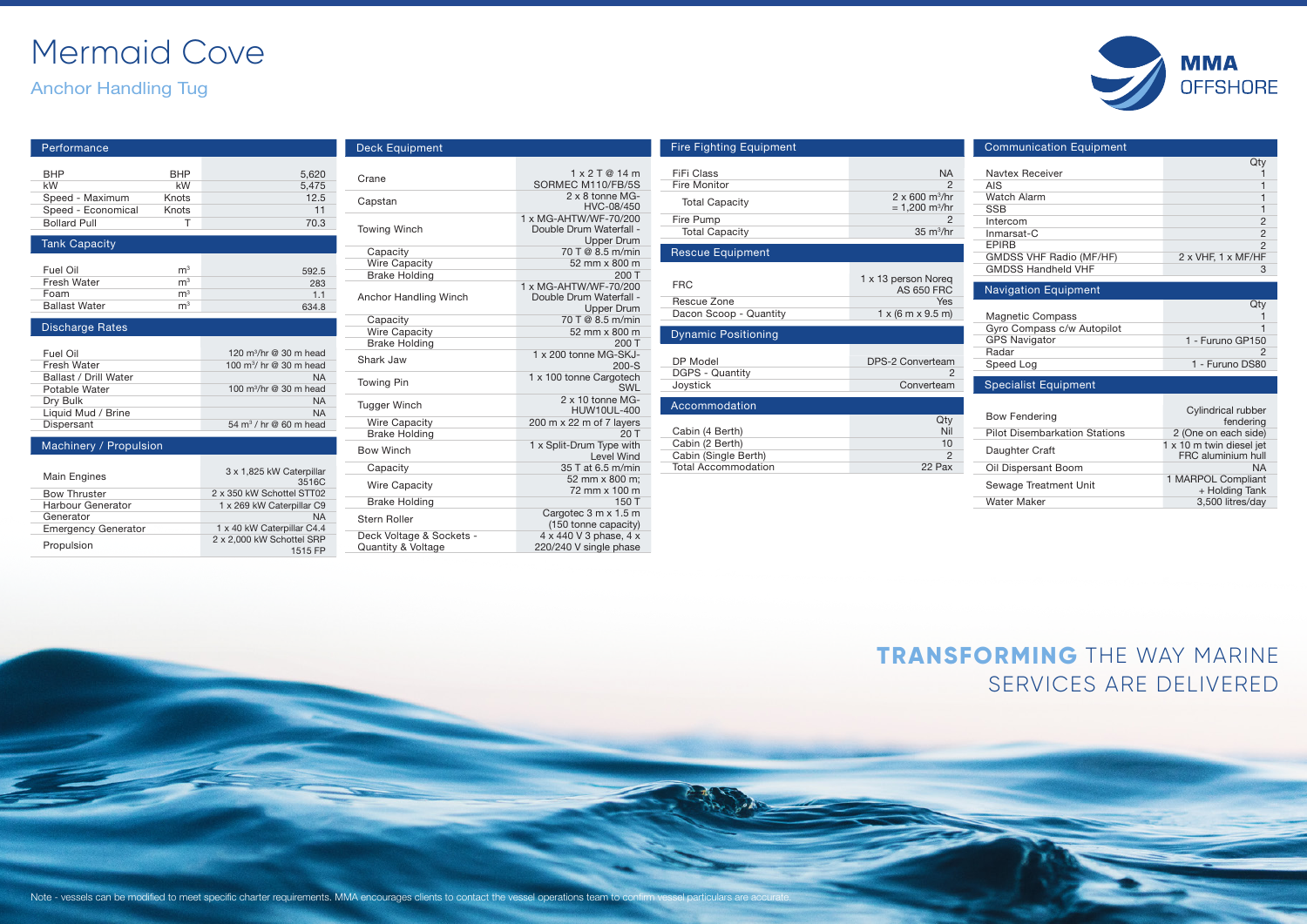# Mermaid Cove

## Anchor Handling Tug

MMA OFFSHORE

### Performance

| | | |
|---|---|---|
| BHP | BHP | 5,620 |
| kW | kW | 5,475 |
| Speed - Maximum | Knots | 12.5 |
| Speed - Economical | Knots | 11 |
| Bollard Pull | T | 70.3 |

### Tank Capacity

| | | |
|---|---|---|
| Fuel Oil | $m^3$ | 592.5 |
| Fresh Water | $m^3$ | 283 |
| Foam | $m^3$ | 1.1 |
| Ballast Water | $m^3$ | 634.8 |

### Discharge Rates

| | |
|---|---|
| Fuel Oil | 120 $m^3$/hr @ 30 m head |
| Fresh Water | 100 $m^3$/ hr @ 30 m head |
| Ballast / Drill Water | NA |
| Potable Water | 100 $m^3$/hr @ 30 m head |
| Dry Bulk | NA |
| Liquid Mud / Brine | NA |
| Dispersant | 54 $m^3$ / hr @ 60 m head |

### Machinery / Propulsion

| | |
|---|---|
| Main Engines | 3 x 1,825 kW Caterpillar 3516C |
| Bow Thruster | 2 x 350 kW Schottel STT02 |
| Harbour Generator | 1 x 269 kW Caterpillar C9 |
| Generator | NA |
| Emergency Generator | 1 x 40 kW Caterpillar C4.4 |
| Propulsion | 2 x 2,000 kW Schottel SRP 1515 FP |

### Deck Equipment

| | |
|---|---|
| Crane | 1 x 2 T @ 14 m SORMEC M110/FB/5S |
| Capstan | 2 x 8 tonne MG-HVC-08/450 |
| Towing Winch | 1 x MG-AHTW/WF-70/200 Double Drum Waterfall - Upper Drum |
| Capacity | 70 T @ 8.5 m/min |
| Wire Capacity | 52 mm x 800 m |
| Brake Holding | 200 T |
| Anchor Handling Winch | 1 x MG-AHTW/WF-70/200 Double Drum Waterfall - Upper Drum |
| Capacity | 70 T @ 8.5 m/min |
| Wire Capacity | 52 mm x 800 m |
| Brake Holding | 200 T |
| Shark Jaw | 1 x 200 tonne MG-SKJ-200-S |
| Towing Pin | 1 x 100 tonne Cargotech SWL |
| Tugger Winch | 2 x 10 tonne MG-HUW10UL-400 |
| Wire Capacity | 200 m x 22 m of 7 layers |
| Brake Holding | 20 T |
| Bow Winch | 1 x Split-Drum Type with Level Wind |
| Capacity | 35 T at 6.5 m/min |
| Wire Capacity | 52 mm x 800 m; 72 mm x 100 m |
| Brake Holding | 150 T |
| Stern Roller | Cargotec 3 m x 1.5 m (150 tonne capacity) |
| Deck Voltage & Sockets - Quantity & Voltage | 4 x 440 V 3 phase, 4 x 220/240 V single phase |

### Fire Fighting Equipment

| | |
|---|---|
| FiFi Class | NA |
| Fire Monitor | 2 |
| Total Capacity | 2 x 600 $m^3$/hr = 1,200 $m^3$/hr |
| Fire Pump | 2 |
| Total Capacity | 35 $m^3$/hr |

### Rescue Equipment

| | |
|---|---|
| FRC | 1 x 13 person Noreq AS 650 FRC |
| Rescue Zone | Yes |
| Dacon Scoop - Quantity | 1 x (6 m x 9.5 m) |

### Dynamic Positioning

| | |
|---|---|
| DP Model | DPS-2 Converteam |
| DGPS - Quantity | 2 |
| Joystick | Converteam |

### Accommodation

| | Qty |
|---|---|
| Cabin (4 Berth) | Nil |
| Cabin (2 Berth) | 10 |
| Cabin (Single Berth) | 2 |
| Total Accommodation | 22 Pax |

### Communication Equipment

| | Qty |
|---|---|
| Navtex Receiver | 1 |
| AIS | 1 |
| Watch Alarm | 1 |
| SSB | 1 |
| Intercom | 2 |
| Inmarsat-C | 2 |
| EPIRB | 2 |
| GMDSS VHF Radio (MF/HF) | 2 x VHF, 1 x MF/HF |
| GMDSS Handheld VHF | 3 |

### Navigation Equipment

| | Qty |
|---|---|
| Magnetic Compass | 1 |
| Gyro Compass c/w Autopilot | 1 |
| GPS Navigator | 1 - Furuno GP150 |
| Radar | 2 |
| Speed Log | 1 - Furuno DS80 |

### Specialist Equipment

| | |
|---|---|
| Bow Fendering | Cylindrical rubber fendering |
| Pilot Disembarkation Stations | 2 (One on each side) |
| Daughter Craft | 1 x 10 m twin diesel jet FRC aluminium hull |
| Oil Dispersant Boom | NA |
| Sewage Treatment Unit | 1 MARPOL Compliant + Holding Tank |
| Water Maker | 3,500 litres/day |

**TRANSFORMING** THE WAY MARINE SERVICES ARE DELIVERED

Note - vessels can be modified to meet specific charter requirements. MMA encourages clients to contact the vessel operations team to confirm vessel particulars are accurate.